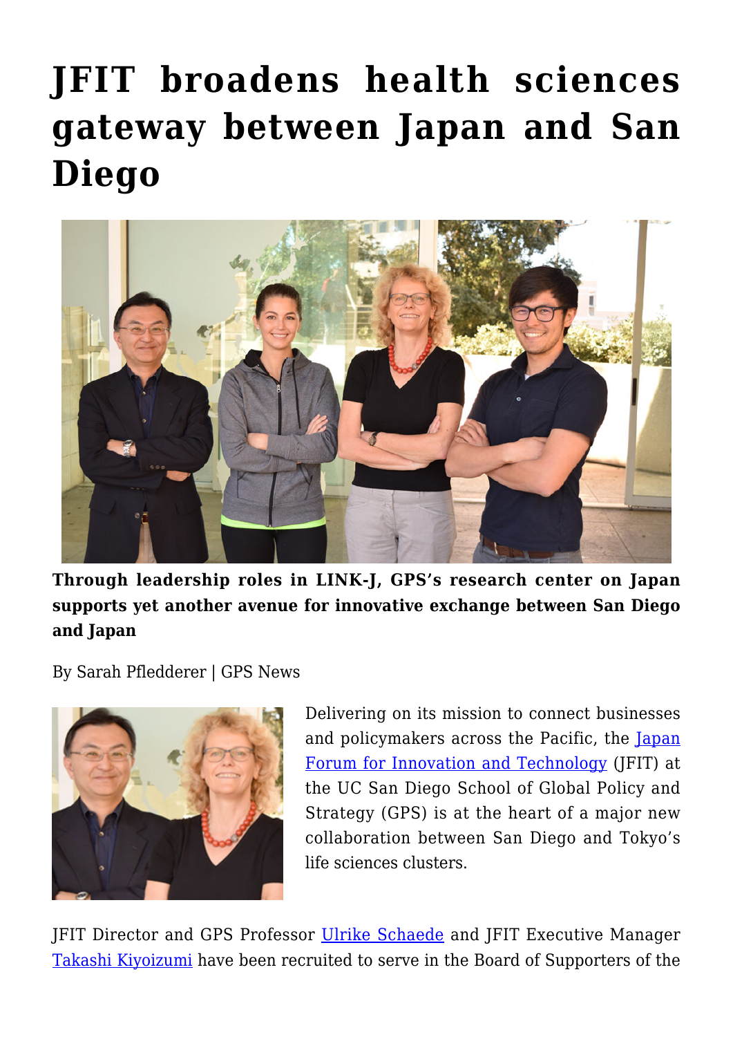# JFIT broadens health sciences gateway between Japan and San Diego

**Through leadership roles in LINK-J, GPS's research center on Japan supports yet another avenue for innovative exchange between San Diego and Japan**

By Sarah Pfledderer | GPS News

Delivering on its mission to connect businesses and policymakers across the Pacific, the [Japan Forum for Innovation and Technology](#) (JFIT) at the UC San Diego School of Global Policy and Strategy (GPS) is at the heart of a major new collaboration between San Diego and Tokyo's life sciences clusters.

JFIT Director and GPS Professor [Ulrike Schaede](#) and JFIT Executive Manager [Takashi Kiyoizumi](#) have been recruited to serve in the Board of Supporters of the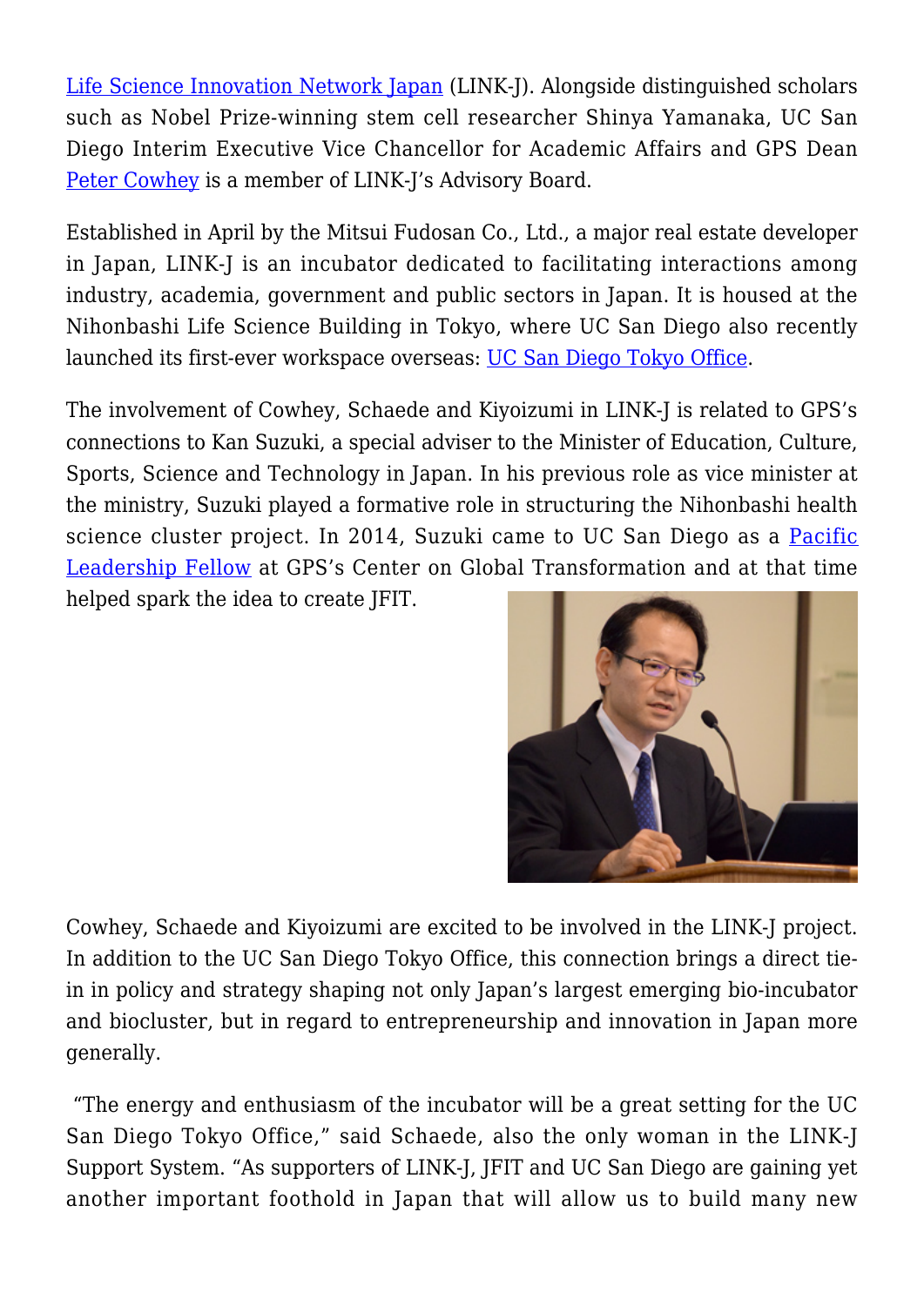Life Science Innovation Network Japan (LINK-J). Alongside distinguished scholars such as Nobel Prize-winning stem cell researcher Shinya Yamanaka, UC San Diego Interim Executive Vice Chancellor for Academic Affairs and GPS Dean Peter Cowhey is a member of LINK-J's Advisory Board.

Established in April by the Mitsui Fudosan Co., Ltd., a major real estate developer in Japan, LINK-J is an incubator dedicated to facilitating interactions among industry, academia, government and public sectors in Japan. It is housed at the Nihonbashi Life Science Building in Tokyo, where UC San Diego also recently launched its first-ever workspace overseas: UC San Diego Tokyo Office.

The involvement of Cowhey, Schaede and Kiyoizumi in LINK-J is related to GPS's connections to Kan Suzuki, a special adviser to the Minister of Education, Culture, Sports, Science and Technology in Japan. In his previous role as vice minister at the ministry, Suzuki played a formative role in structuring the Nihonbashi health science cluster project. In 2014, Suzuki came to UC San Diego as a Pacific Leadership Fellow at GPS's Center on Global Transformation and at that time helped spark the idea to create JFIT.

Cowhey, Schaede and Kiyoizumi are excited to be involved in the LINK-J project. In addition to the UC San Diego Tokyo Office, this connection brings a direct tie-in in policy and strategy shaping not only Japan's largest emerging bio-incubator and biocluster, but in regard to entrepreneurship and innovation in Japan more generally.

"The energy and enthusiasm of the incubator will be a great setting for the UC San Diego Tokyo Office," said Schaede, also the only woman in the LINK-J Support System. "As supporters of LINK-J, JFIT and UC San Diego are gaining yet another important foothold in Japan that will allow us to build many new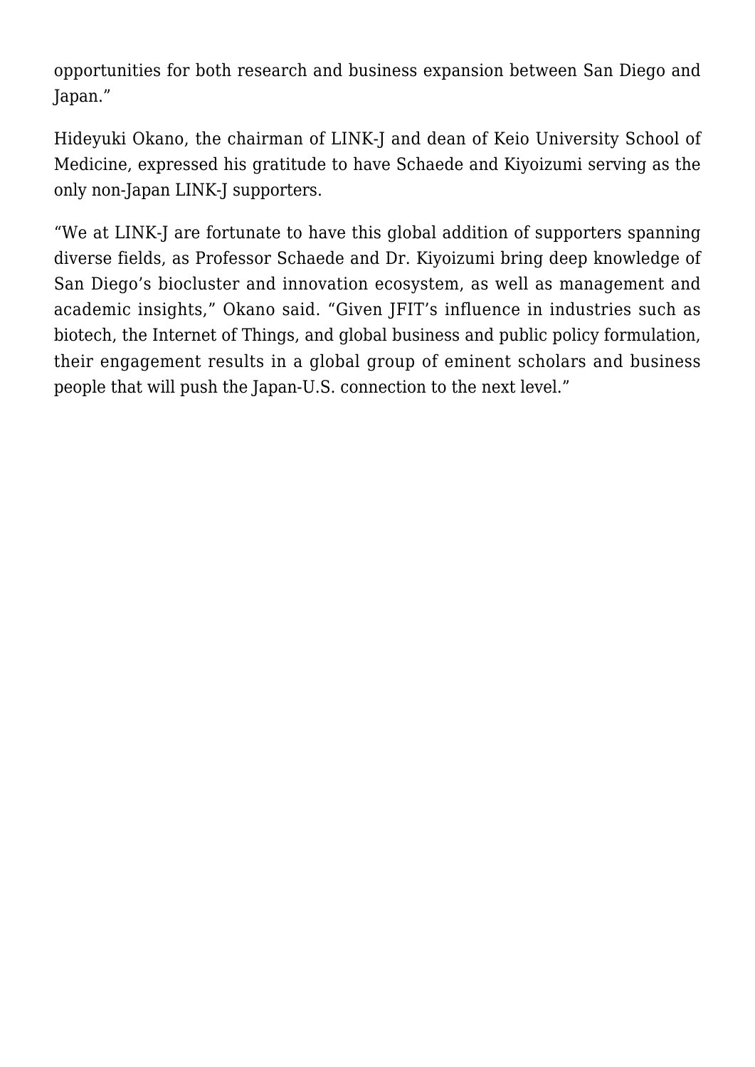opportunities for both research and business expansion between San Diego and Japan."

Hideyuki Okano, the chairman of LINK-J and dean of Keio University School of Medicine, expressed his gratitude to have Schaede and Kiyoizumi serving as the only non-Japan LINK-J supporters.

"We at LINK-J are fortunate to have this global addition of supporters spanning diverse fields, as Professor Schaede and Dr. Kiyoizumi bring deep knowledge of San Diego's biocluster and innovation ecosystem, as well as management and academic insights," Okano said. "Given JFIT's influence in industries such as biotech, the Internet of Things, and global business and public policy formulation, their engagement results in a global group of eminent scholars and business people that will push the Japan-U.S. connection to the next level."